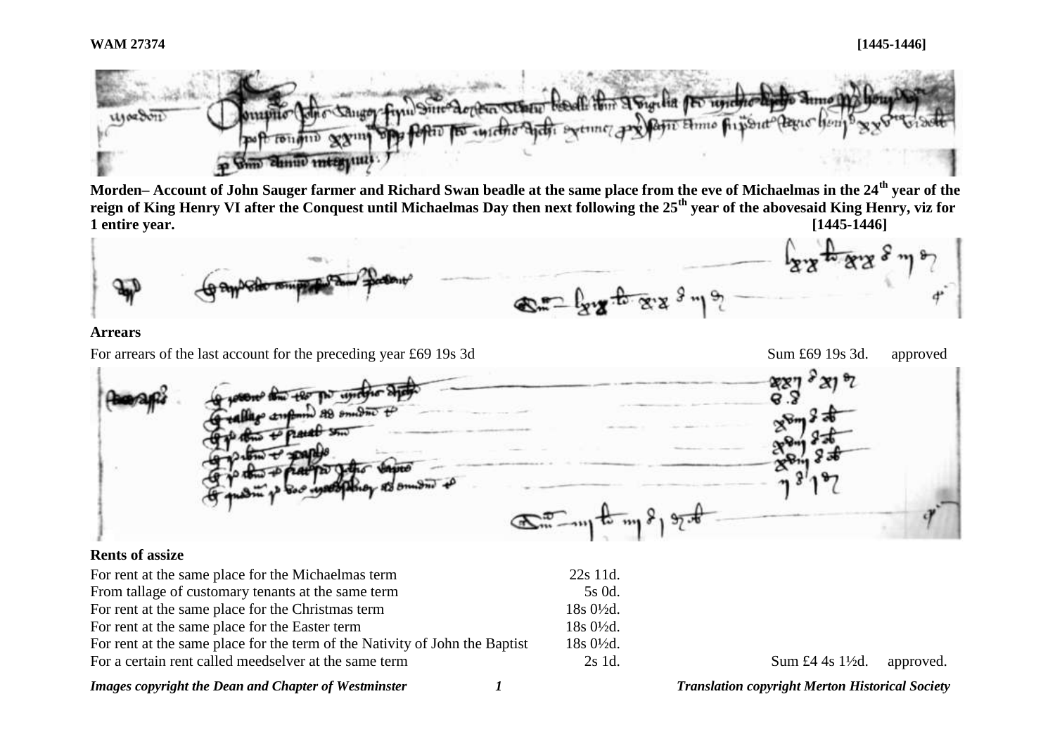**WAM 27374** **[1445-1446]**

**Morden– Account of John Sauger farmer and Richard Swan beadle at the same place from the eve of Michaelmas in the 24th year of the reign of King Henry VI after the Conquest until Michaelmas Day then next following the 25th year of the abovesaid King Henry, viz for 1 entire year.** **[1445-1446]**

**Arrears**

For arrears of the last account for the preceding year £69 19s 3d — Sum £69 19s 3d. approved

**Rents of assize**

| | | | |
|---|---|---|---|
| For rent at the same place for the Michaelmas term | 22s 11d. | | |
| From tallage of customary tenants at the same term | 5s 0d. | | |
| For rent at the same place for the Christmas term | 18s 0½d. | | |
| For rent at the same place for the Easter term | 18s 0½d. | | |
| For rent at the same place for the term of the Nativity of John the Baptist | 18s 0½d. | | |
| For a certain rent called meedselver at the same term | 2s 1d. | Sum £4 4s 1½d. | approved. |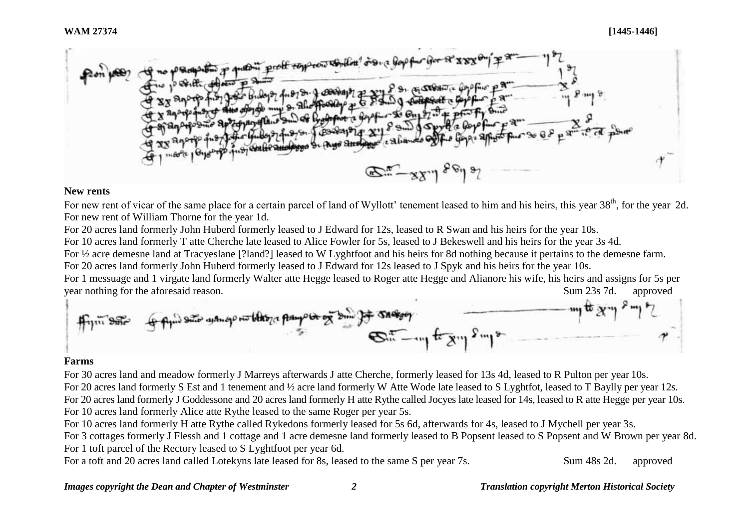## New rents

For new rent of vicar of the same place for a certain parcel of land of Wyllott' tenement leased to him and his heirs, this year 38th, for the year 2d.
For new rent of William Thorne for the year 1d.
For 20 acres land formerly John Huberd formerly leased to J Edward for 12s, leased to R Swan and his heirs for the year 10s.
For 10 acres land formerly T atte Cherche late leased to Alice Fowler for 5s, leased to J Bekeswell and his heirs for the year 3s 4d.
For ½ acre demesne land at Tracyeslane [?land?] leased to W Lyghtfoot and his heirs for 8d nothing because it pertains to the demesne farm.
For 20 acres land formerly John Huberd formerly leased to J Edward for 12s leased to J Spyk and his heirs for the year 10s.
For 1 messuage and 1 virgate land formerly Walter atte Hegge leased to Roger atte Hegge and Alianore his wife, his heirs and assigns for 5s per year nothing for the aforesaid reason. Sum 23s 7d. approved

## Farms

For 30 acres land and meadow formerly J Marreys afterwards J atte Cherche, formerly leased for 13s 4d, leased to R Pulton per year 10s.
For 20 acres land formerly S Est and 1 tenement and ½ acre land formerly W Atte Wode late leased to S Lyghtfot, leased to T Baylly per year 12s.
For 20 acres land formerly J Goddessone and 20 acres land formerly H atte Rythe called Jocyes late leased for 14s, leased to R atte Hegge per year 10s.
For 10 acres land formerly Alice atte Rythe leased to the same Roger per year 5s.
For 10 acres land formerly H atte Rythe called Rykedons formerly leased for 5s 6d, afterwards for 4s, leased to J Mychell per year 3s.
For 3 cottages formerly J Flessh and 1 cottage and 1 acre demesne land formerly leased to B Popsent leased to S Popsent and W Brown per year 8d.
For 1 toft parcel of the Rectory leased to S Lyghtfoot per year 6d.
For a toft and 20 acres land called Lotekyns late leased for 8s, leased to the same S per year 7s. Sum 48s 2d. approved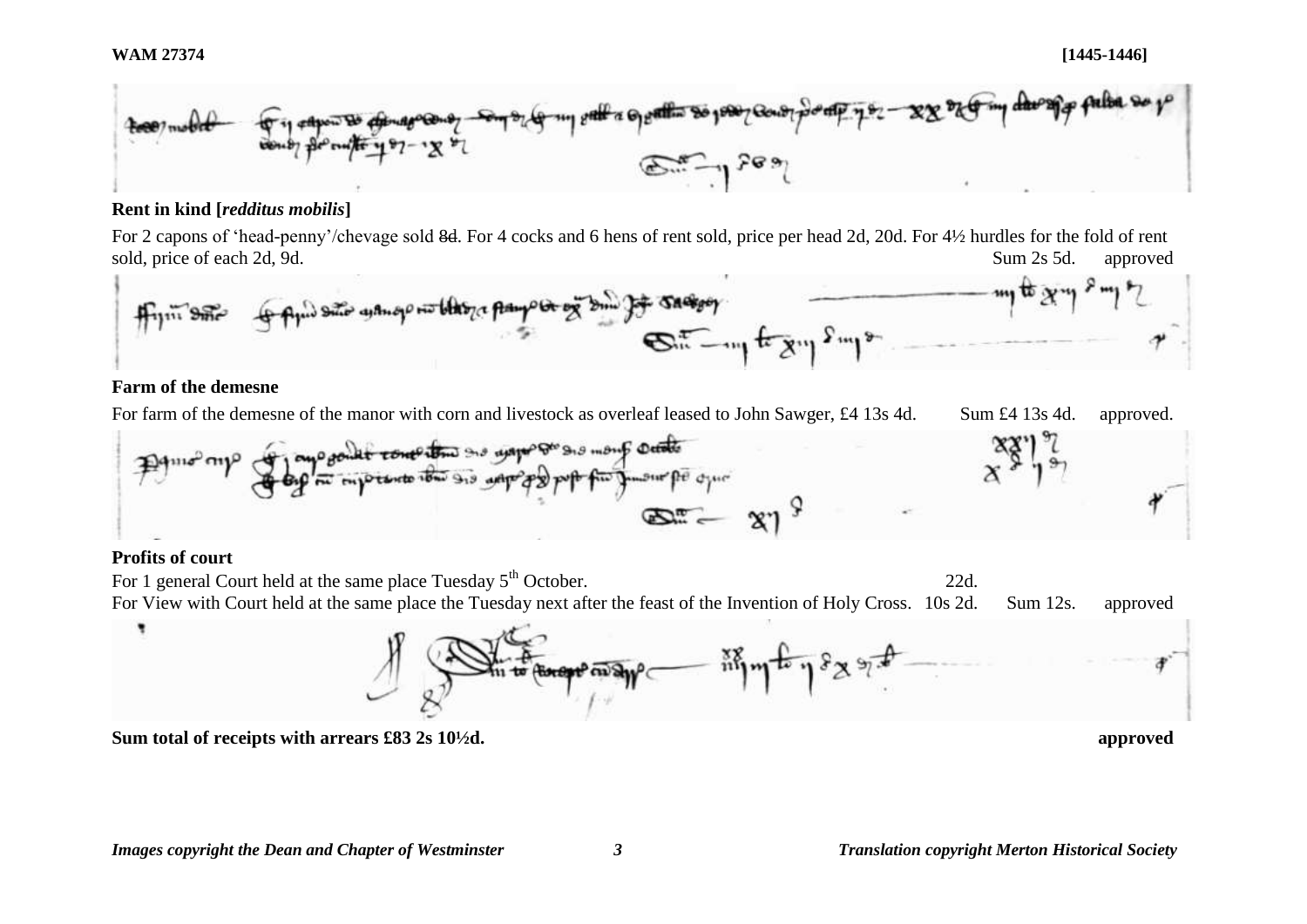**Rent in kind [*redditus mobilis*]**

For 2 capons of 'head-penny'/chevage sold ~~8d~~. For 4 cocks and 6 hens of rent sold, price per head 2d, 20d. For 4½ hurdles for the fold of rent sold, price of each 2d, 9d. Sum 2s 5d. approved

**Farm of the demesne**

For farm of the demesne of the manor with corn and livestock as overleaf leased to John Sawger, £4 13s 4d. Sum £4 13s 4d. approved.

**Profits of court**

For 1 general Court held at the same place Tuesday 5th October. 22d.

For View with Court held at the same place the Tuesday next after the feast of the Invention of Holy Cross. 10s 2d. Sum 12s. approved

**Sum total of receipts with arrears £83 2s 10½d.** **approved**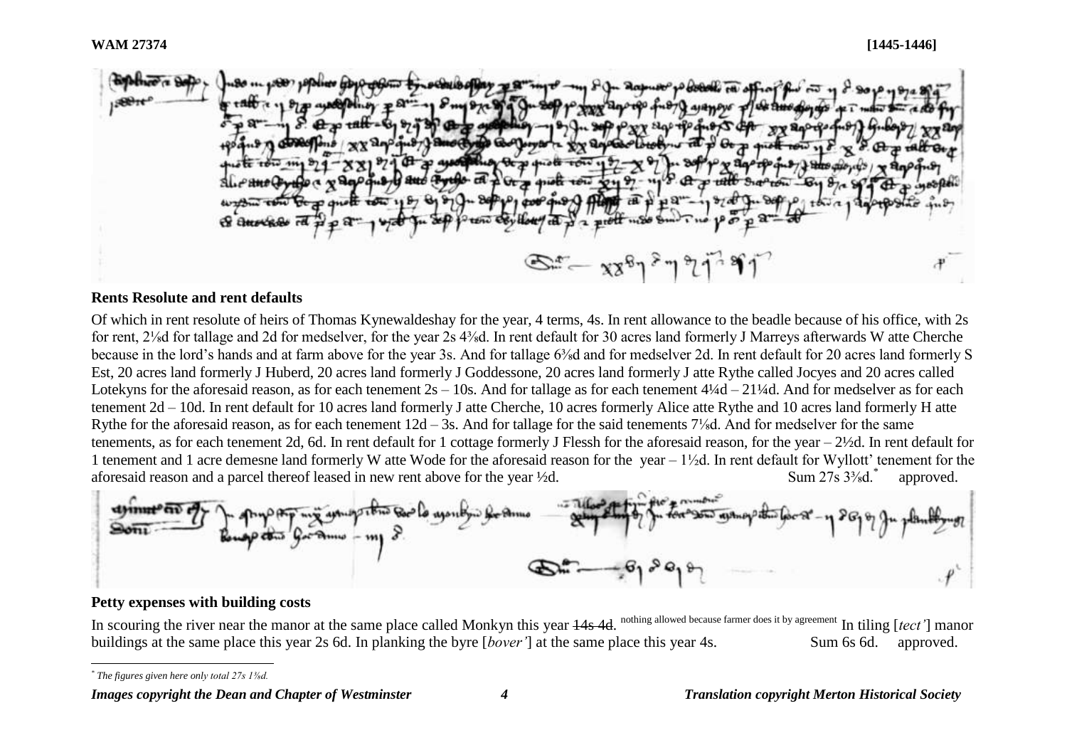**WAM 27374** **[1445-1446]**

### Rents Resolute and rent defaults

Of which in rent resolute of heirs of Thomas Kynewaldeshay for the year, 4 terms, 4s. In rent allowance to the beadle because of his office, with 2s for rent, 2⅛d for tallage and 2d for medselver, for the year 2s 4⅜d. In rent default for 30 acres land formerly J Marreys afterwards W atte Cherche because in the lord's hands and at farm above for the year 3s. And for tallage 6⅜d and for medselver 2d. In rent default for 20 acres land formerly S Est, 20 acres land formerly J Huberd, 20 acres land formerly J Goddessone, 20 acres land formerly J atte Rythe called Jocyes and 20 acres called Lotekyns for the aforesaid reason, as for each tenement 2s – 10s. And for tallage as for each tenement 4¼d – 21¼d. And for medselver as for each tenement 2d – 10d. In rent default for 10 acres land formerly J atte Cherche, 10 acres formerly Alice atte Rythe and 10 acres land formerly H atte Rythe for the aforesaid reason, as for each tenement 12d – 3s. And for tallage for the said tenements 7⅛d. And for medselver for the same tenements, as for each tenement 2d, 6d. In rent default for 1 cottage formerly J Flessh for the aforesaid reason, for the year – 2½d. In rent default for 1 tenement and 1 acre demesne land formerly W atte Wode for the aforesaid reason for the year – 1½d. In rent default for Wyllott' tenement for the aforesaid reason and a parcel thereof leased in new rent above for the year ½d. Sum 27s 3⅜d.[*] approved.

### Petty expenses with building costs

In scouring the river near the manor at the same place called Monkyn this year ~~14s 4d.~~ nothing allowed because farmer does it by agreement In tiling [*tect'*] manor buildings at the same place this year 2s 6d. In planking the byre [*bover'*] at the same place this year 4s. Sum 6s 6d. approved.

---

[*] *The figures given here only total 27s 1⅛d.*

*Images copyright the Dean and Chapter of Westminster* *Translation copyright Merton Historical Society*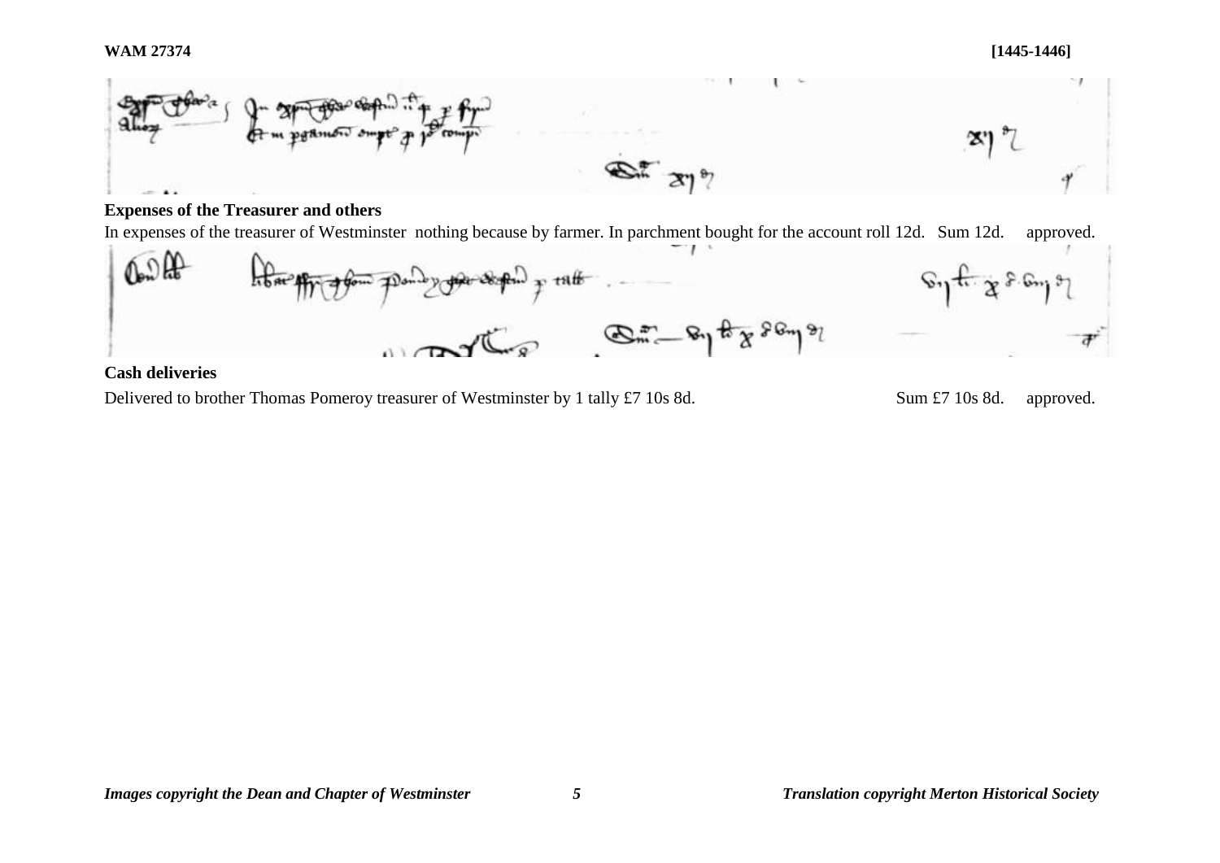**WAM 27374** **[1445-1446]**

**Expenses of the Treasurer and others**

In expenses of the treasurer of Westminster nothing because by farmer. In parchment bought for the account roll 12d. Sum 12d. approved.

**Cash deliveries**

Delivered to brother Thomas Pomeroy treasurer of Westminster by 1 tally £7 10s 8d. Sum £7 10s 8d. approved.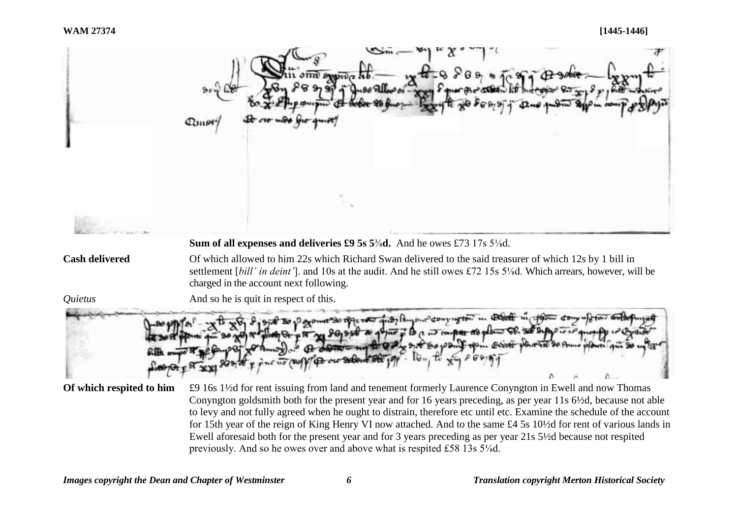**Sum of all expenses and deliveries £9 5s 5⅜d.** And he owes £73 17s 5⅛d.

**Cash delivered** Of which allowed to him 22s which Richard Swan delivered to the said treasurer of which 12s by 1 bill in settlement [*bill' in deint'*]. and 10s at the audit. And he still owes £72 15s 5⅛d. Which arrears, however, will be charged in the account next following.

*Quietus* And so he is quit in respect of this.

**Of which respited to him** £9 16s 1½d for rent issuing from land and tenement formerly Laurence Conyngton in Ewell and now Thomas Conyngton goldsmith both for the present year and for 16 years preceding, as per year 11s 6½d, because not able to levy and not fully agreed when he ought to distrain, therefore etc until etc. Examine the schedule of the account for 15th year of the reign of King Henry VI now attached. And to the same £4 5s 10½d for rent of various lands in Ewell aforesaid both for the present year and for 3 years preceding as per year 21s 5½d because not respited previously. And so he owes over and above what is respited £58 13s 5⅛d.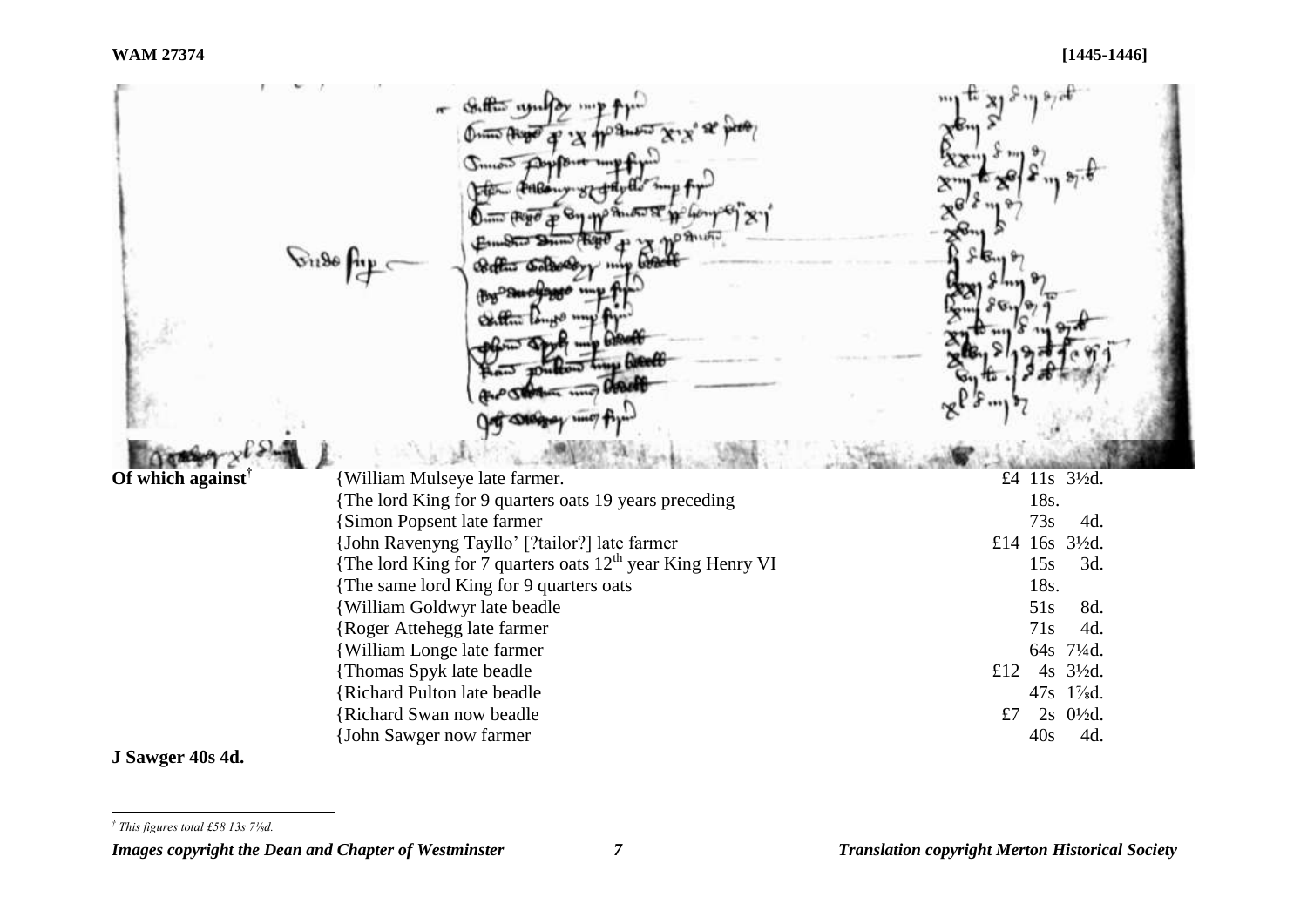| Of which against[†] | | |
|---|---|---|
| | {William Mulseye late farmer. | £4 11s 3½d. |
| | {The lord King for 9 quarters oats 19 years preceding | 18s. |
| | {Simon Popsent late farmer | 73s 4d. |
| | {John Ravenyng Tayllo' [?tailor?] late farmer | £14 16s 3½d. |
| | {The lord King for 7 quarters oats 12th year King Henry VI | 15s 3d. |
| | {The same lord King for 9 quarters oats | 18s. |
| | {William Goldwyr late beadle | 51s 8d. |
| | {Roger Attehegg late farmer | 71s 4d. |
| | {William Longe late farmer | 64s 7¼d. |
| | {Thomas Spyk late beadle | £12 4s 3½d. |
| | {Richard Pulton late beadle | 47s 1⅞d. |
| | {Richard Swan now beadle | £7 2s 0½d. |
| | {John Sawger now farmer | 40s 4d. |

**J Sawger 40s 4d.**

[†] This figures total £58 13s 7⅛d.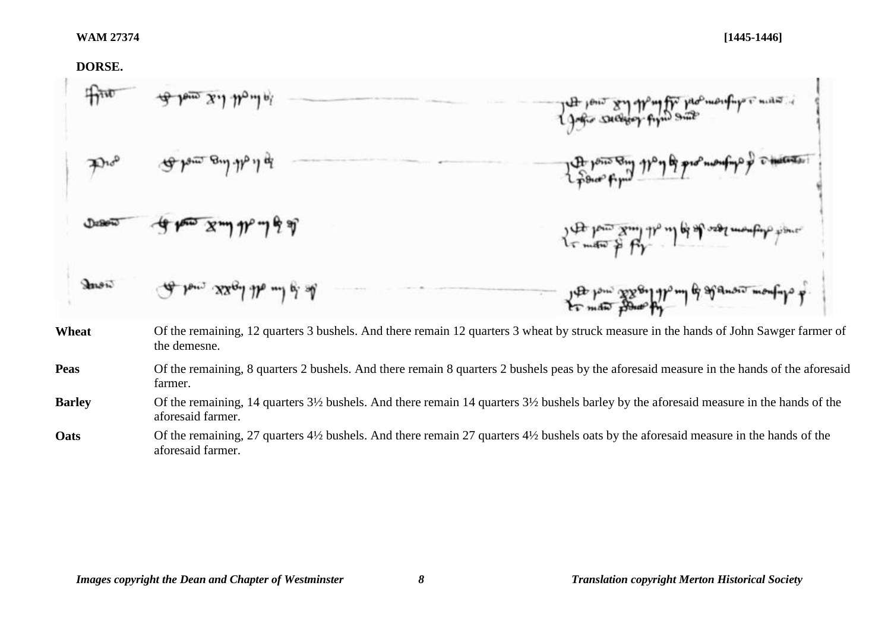**WAM 27374** **[1445-1446]**

**DORSE.**

| | |
|---|---|
| **Wheat** | Of the remaining, 12 quarters 3 bushels. And there remain 12 quarters 3 wheat by struck measure in the hands of John Sawger farmer of the demesne. |
| **Peas** | Of the remaining, 8 quarters 2 bushels. And there remain 8 quarters 2 bushels peas by the aforesaid measure in the hands of the aforesaid farmer. |
| **Barley** | Of the remaining, 14 quarters 3½ bushels. And there remain 14 quarters 3½ bushels barley by the aforesaid measure in the hands of the aforesaid farmer. |
| **Oats** | Of the remaining, 27 quarters 4½ bushels. And there remain 27 quarters 4½ bushels oats by the aforesaid measure in the hands of the aforesaid farmer. |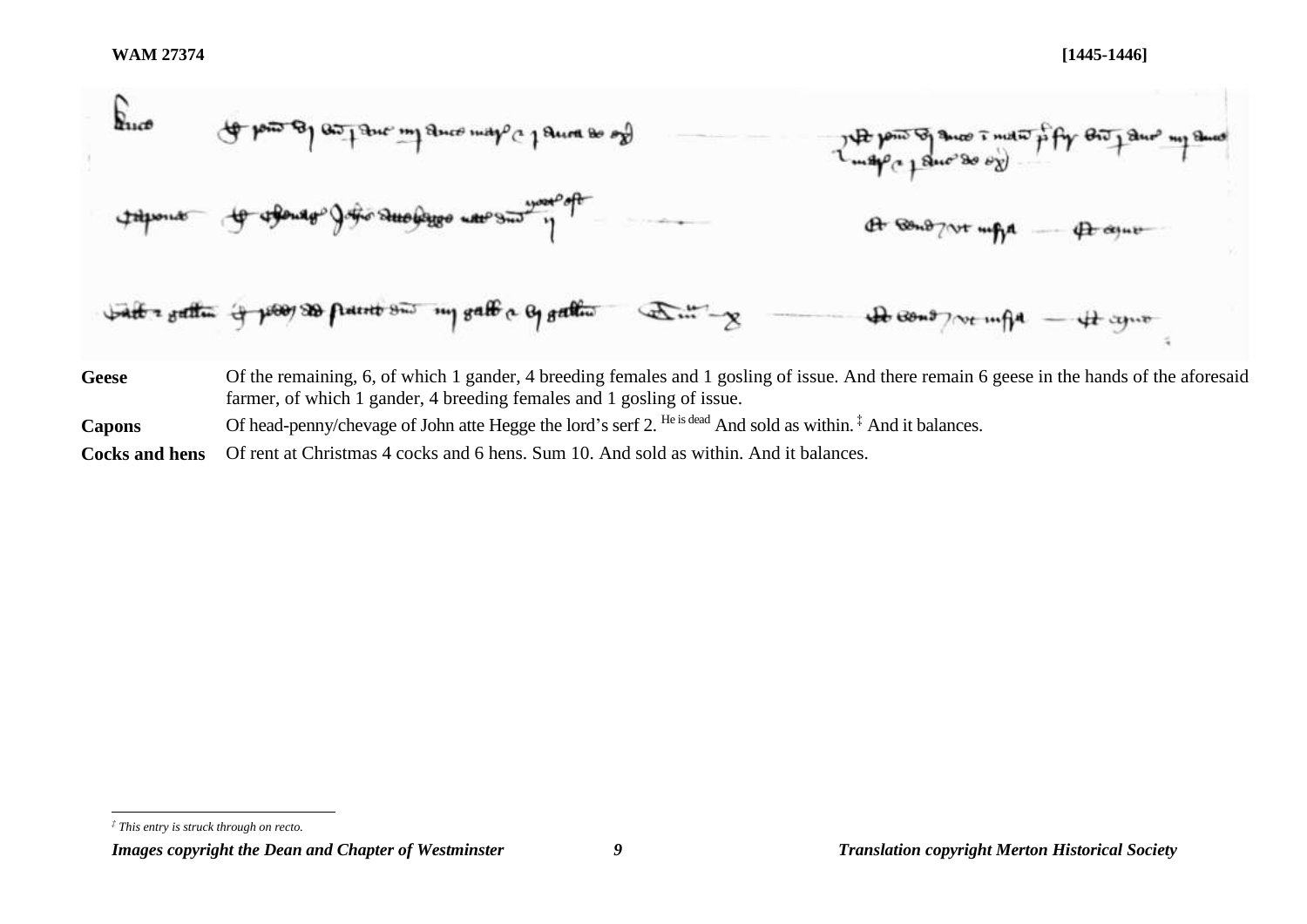| | |
|---|---|
| **Geese** | Of the remaining, 6, of which 1 gander, 4 breeding females and 1 gosling of issue. And there remain 6 geese in the hands of the aforesaid farmer, of which 1 gander, 4 breeding females and 1 gosling of issue. |
| **Capons** | Of head-penny/chevage of John atte Hegge the lord's serf 2. He is dead And sold as within. ‡ And it balances. |
| **Cocks and hens** | Of rent at Christmas 4 cocks and 6 hens. Sum 10. And sold as within. And it balances. |

‡ *This entry is struck through on recto.*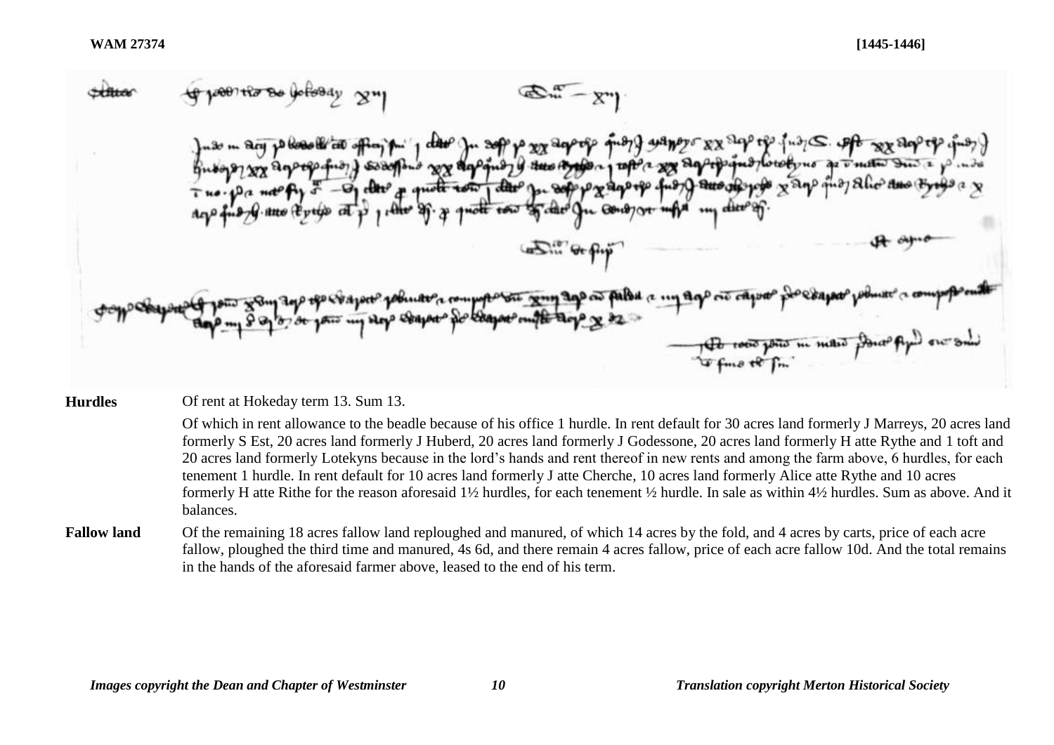**WAM 27374** **[1445-1446]**

**Hurdles** Of rent at Hokeday term 13. Sum 13.

Of which in rent allowance to the beadle because of his office 1 hurdle. In rent default for 30 acres land formerly J Marreys, 20 acres land formerly S Est, 20 acres land formerly J Huberd, 20 acres land formerly J Godessone, 20 acres land formerly H atte Rythe and 1 toft and 20 acres land formerly Lotekyns because in the lord's hands and rent thereof in new rents and among the farm above, 6 hurdles, for each tenement 1 hurdle. In rent default for 10 acres land formerly J atte Cherche, 10 acres land formerly Alice atte Rythe and 10 acres formerly H atte Rithe for the reason aforesaid 1½ hurdles, for each tenement ½ hurdle. In sale as within 4½ hurdles. Sum as above. And it balances.

**Fallow land** Of the remaining 18 acres fallow land reploughed and manured, of which 14 acres by the fold, and 4 acres by carts, price of each acre fallow, ploughed the third time and manured, 4s 6d, and there remain 4 acres fallow, price of each acre fallow 10d. And the total remains in the hands of the aforesaid farmer above, leased to the end of his term.

*Images copyright the Dean and Chapter of Westminster* *Translation copyright Merton Historical Society*